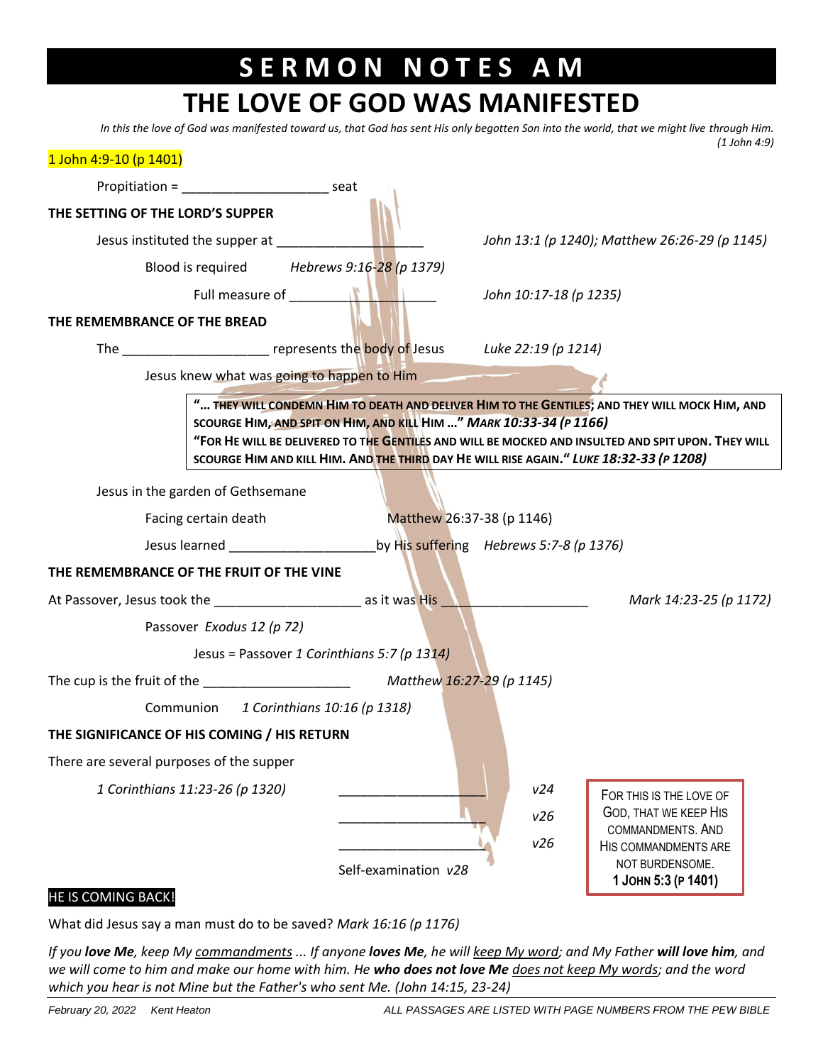# SERMON NOTES AM

## THE LOVE OF GOD WAS MANIFESTED

*In this the love of God was manifested toward us, that God has sent His only begotten Son into the world, that we might live through Him. (1 John 4:9)*

1 John 4:9-10 (p 1401)

Propitiation = ___________________ seat

### THE SETTING OF THE LORD'S SUPPER

Jesus instituted the supper at ___________________ *John 13:1 (p 1240); Matthew 26:26-29 (p 1145)*

Blood is required *Hebrews 9:16-28 (p 1379)*

Full measure of ___________________ *John 10:17-18 (p 1235)*

### THE REMEMBRANCE OF THE BREAD

The ___________________ represents the body of Jesus *Luke 22:19 (p 1214)*

Jesus knew what was going to happen to Him

> **"… THEY WILL CONDEMN HIM TO DEATH AND DELIVER HIM TO THE GENTILES; AND THEY WILL MOCK HIM, AND SCOURGE HIM, AND SPIT ON HIM, AND KILL HIM …"** ***MARK 10:33-34 (P 1166)***
> **"FOR HE WILL BE DELIVERED TO THE GENTILES AND WILL BE MOCKED AND INSULTED AND SPIT UPON. THEY WILL SCOURGE HIM AND KILL HIM. AND THE THIRD DAY HE WILL RISE AGAIN."** ***LUKE 18:32-33 (P 1208)***

Jesus in the garden of Gethsemane

Facing certain death Matthew 26:37-38 (p 1146)

Jesus learned ___________________ by His suffering *Hebrews 5:7-8 (p 1376)*

### THE REMEMBRANCE OF THE FRUIT OF THE VINE

At Passover, Jesus took the ___________________ as it was His ___________________ *Mark 14:23-25 (p 1172)*

Passover *Exodus 12 (p 72)*

Jesus = Passover *1 Corinthians 5:7 (p 1314)*

The cup is the fruit of the ___________________ *Matthew 16:27-29 (p 1145)*

Communion *1 Corinthians 10:16 (p 1318)*

### THE SIGNIFICANCE OF HIS COMING / HIS RETURN

There are several purposes of the supper

*1 Corinthians 11:23-26 (p 1320)*

___________________ *v24*

___________________ *v26*

___________________ *v26*

Self-examination *v28*

> FOR THIS IS THE LOVE OF GOD, THAT WE KEEP HIS COMMANDMENTS. AND HIS COMMANDMENTS ARE NOT BURDENSOME.
> **1 JOHN 5:3 (P 1401)**

HE IS COMING BACK!

What did Jesus say a man must do to be saved? *Mark 16:16 (p 1176)*

*If you **love Me**, keep My commandments ... If anyone **loves Me**, he will keep My word; and My Father **will love him**, and we will come to him and make our home with him. He **who does not love Me** does not keep My words; and the word which you hear is not Mine but the Father's who sent Me. (John 14:15, 23-24)*

*February 20, 2022 Kent Heaton* *ALL PASSAGES ARE LISTED WITH PAGE NUMBERS FROM THE PEW BIBLE*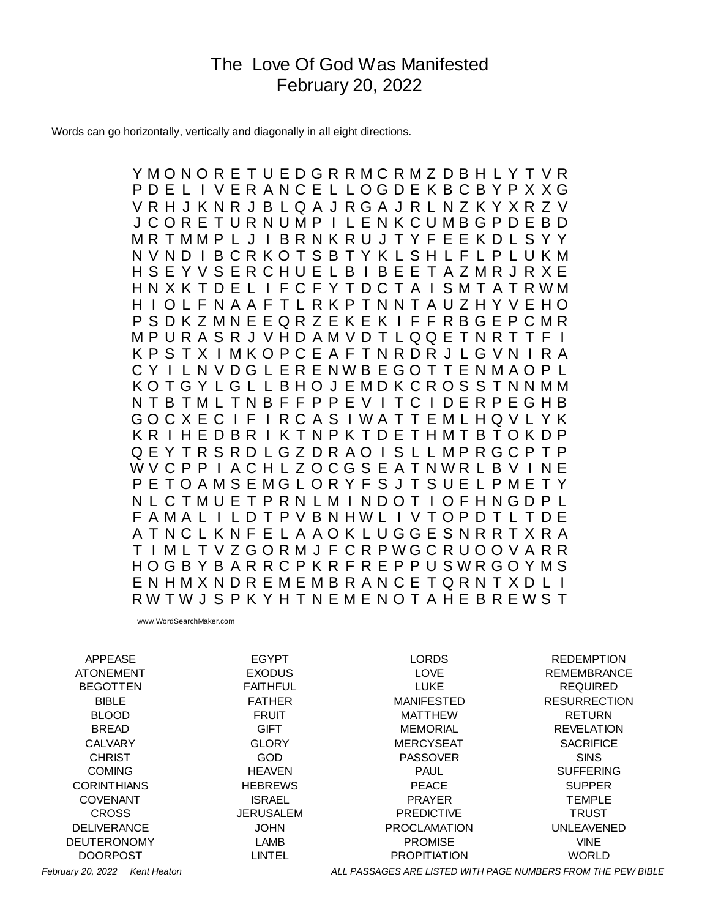# The Love Of God Was Manifested
# February 20, 2022

Words can go horizontally, vertically and diagonally in all eight directions.

```
Y M O N O R E T U E D G R R M C R M Z D B H L Y T V R
P D E L I V E R A N C E L L O G D E K B C B Y P X X G
V R H J K N R J B L Q A J R G A J R L N Z K Y X R Z V
J C O R E T U R N U M P I L E N K C U M B G P D E B D
M R T M M P L J I B R N K R U J T Y F E E K D L S Y Y
N V N D I B C R K O T S B T Y K L S H L F L P L U K M
H S E Y V S E R C H U E L B I B E E T A Z M R J R X E
H N X K T D E L I F C F Y T D C T A I S M T A T R W M
H I O L F N A A F T L R K P T N N T A U Z H Y V E H O
P S D K Z M N E E Q R Z E K E K I F F R B G E P C M R
M P U R A S R J V H D A M V D T L Q Q E T N R T T F I
K P S T X I M K O P C E A F T N R D R J L G V N I R A
C Y I L N V D G L E R E N W B E G O T T E N M A O P L
K O T G Y L G L L B H O J E M D K C R O S S T N N M M
N T B T M L T N B F F P P E V I T C I D E R P E G H B
G O C X E C I F I R C A S I W A T T E M L H Q V L Y K
K R I H E D B R I K T N P K T D E T H M T B T O K D P
Q E Y T R S R D L G Z D R A O I S L L M P R G C P T P
W V C P P I A C H L Z O C G S E A T N W R L B V I N E
P E T O A M S E M G L O R Y F S J T S U E L P M E T Y
N L C T M U E T P R N L M I N D O T I O F H N G D P L
F A M A L I L D T P V B N H W L I V T O P D T L T D E
A T N C L K N F E L A A O K L U G G E S N R R T X R A
T I M L T V Z G O R M J F C R P W G C R U O O V A R R
H O G B Y B A R R C P K R F R E P P U S W R G O Y M S
E N H M X N D R E M E M B R A N C E T Q R N T X D L I
R W T W J S P K Y H T N E M E N O T A H E B R E W S T
```

www.WordSearchMaker.com

| | | | |
|---|---|---|---|
| APPEASE | EGYPT | LORDS | REDEMPTION |
| ATONEMENT | EXODUS | LOVE | REMEMBRANCE |
| BEGOTTEN | FAITHFUL | LUKE | REQUIRED |
| BIBLE | FATHER | MANIFESTED | RESURRECTION |
| BLOOD | FRUIT | MATTHEW | RETURN |
| BREAD | GIFT | MEMORIAL | REVELATION |
| CALVARY | GLORY | MERCYSEAT | SACRIFICE |
| CHRIST | GOD | PASSOVER | SINS |
| COMING | HEAVEN | PAUL | SUFFERING |
| CORINTHIANS | HEBREWS | PEACE | SUPPER |
| COVENANT | ISRAEL | PRAYER | TEMPLE |
| CROSS | JERUSALEM | PREDICTIVE | TRUST |
| DELIVERANCE | JOHN | PROCLAMATION | UNLEAVENED |
| DEUTERONOMY | LAMB | PROMISE | VINE |
| DOORPOST | LINTEL | PROPITIATION | WORLD |

*February 20, 2022 Kent Heaton*

*ALL PASSAGES ARE LISTED WITH PAGE NUMBERS FROM THE PEW BIBLE*